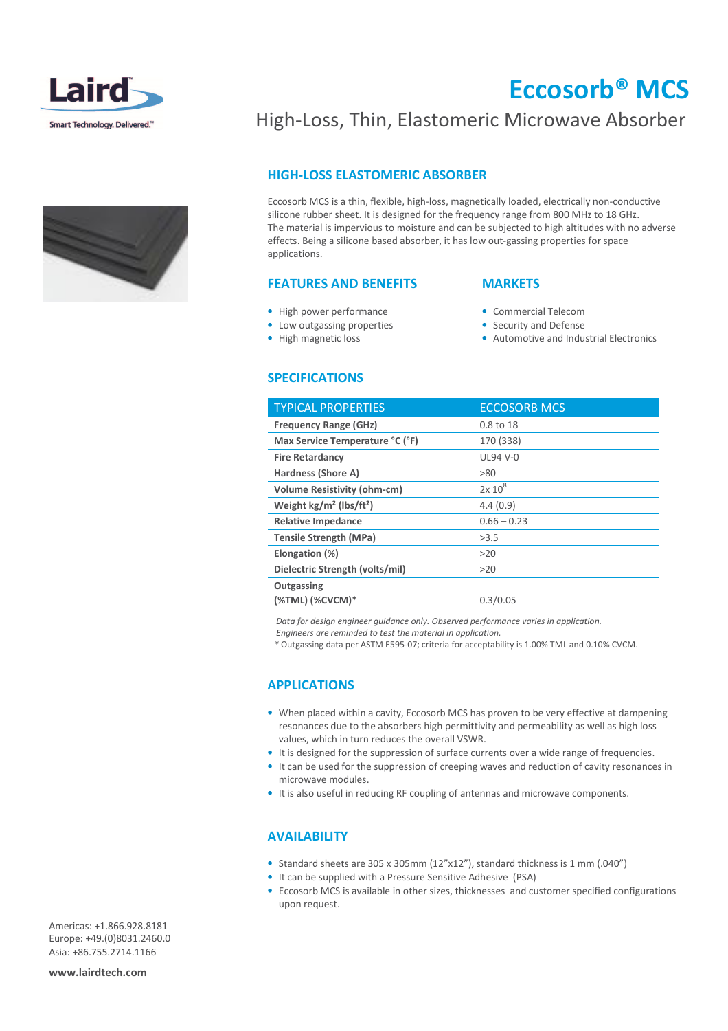Laird
Smart Technology. Delivered.™

# Eccosorb® MCS

High-Loss, Thin, Elastomeric Microwave Absorber

## HIGH-LOSS ELASTOMERIC ABSORBER

Eccosorb MCS is a thin, flexible, high-loss, magnetically loaded, electrically non-conductive silicone rubber sheet. It is designed for the frequency range from 800 MHz to 18 GHz.
The material is impervious to moisture and can be subjected to high altitudes with no adverse effects. Being a silicone based absorber, it has low out-gassing properties for space applications.

## FEATURES AND BENEFITS

- High power performance
- Low outgassing properties
- High magnetic loss

## MARKETS

- Commercial Telecom
- Security and Defense
- Automotive and Industrial Electronics

## SPECIFICATIONS

| TYPICAL PROPERTIES | ECCOSORB MCS |
|---|---|
| **Frequency Range (GHz)** | 0.8 to 18 |
| **Max Service Temperature °C (°F)** | 170 (338) |
| **Fire Retardancy** | UL94 V-0 |
| **Hardness (Shore A)** | >80 |
| **Volume Resistivity (ohm-cm)** | $2x\ 10^8$ |
| **Weight kg/m² (lbs/ft²)** | 4.4 (0.9) |
| **Relative Impedance** | 0.66 – 0.23 |
| **Tensile Strength (MPa)** | >3.5 |
| **Elongation (%)** | >20 |
| **Dielectric Strength (volts/mil)** | >20 |
| **Outgassing (%TML) (%CVCM)*** | 0.3/0.05 |

*Data for design engineer guidance only. Observed performance varies in application. Engineers are reminded to test the material in application.*
\* Outgassing data per ASTM E595-07; criteria for acceptability is 1.00% TML and 0.10% CVCM.

## APPLICATIONS

- When placed within a cavity, Eccosorb MCS has proven to be very effective at dampening resonances due to the absorbers high permittivity and permeability as well as high loss values, which in turn reduces the overall VSWR.
- It is designed for the suppression of surface currents over a wide range of frequencies.
- It can be used for the suppression of creeping waves and reduction of cavity resonances in microwave modules.
- It is also useful in reducing RF coupling of antennas and microwave components.

## AVAILABILITY

- Standard sheets are 305 x 305mm (12"x12"), standard thickness is 1 mm (.040")
- It can be supplied with a Pressure Sensitive Adhesive (PSA)
- Eccosorb MCS is available in other sizes, thicknesses and customer specified configurations upon request.

Americas: +1.866.928.8181
Europe: +49.(0)8031.2460.0
Asia: +86.755.2714.1166

**www.lairdtech.com**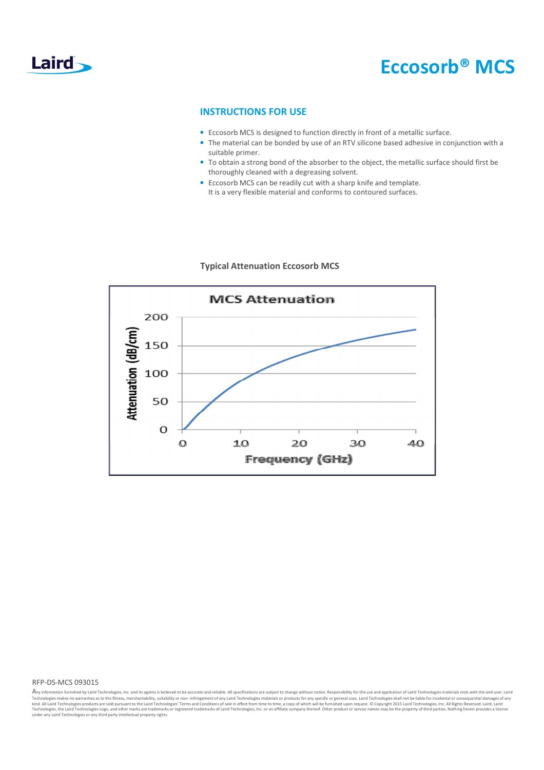## INSTRUCTIONS FOR USE

- Eccosorb MCS is designed to function directly in front of a metallic surface.
- The material can be bonded by use of an RTV silicone based adhesive in conjunction with a suitable primer.
- To obtain a strong bond of the absorber to the object, the metallic surface should first be thoroughly cleaned with a degreasing solvent.
- Eccosorb MCS can be readily cut with a sharp knife and template.
  It is a very flexible material and conforms to contoured surfaces.

**Typical Attenuation Eccosorb MCS**

MCS Attenuation

Attenuation (dB/cm)

200
150
100
50
0

0
10
20
30
40

Frequency (GHz)

RFP-DS-MCS 093015

Any information furnished by Laird Technologies, Inc. and its agents is believed to be accurate and reliable. All specifications are subject to change without notice. Responsibility for the use and application of Laird Technologies materials rests with the end user. Laird Technologies makes no warranties as to the fitness, merchantability, suitability or non- infringement of any Laird Technologies materials or products for any specific or general uses. Laird Technologies shall not be liable for incidental or consequential damages of any kind. All Laird Technologies products are sold pursuant to the Laird Technologies' Terms and Conditions of sale in effect from time to time, a copy of which will be furnished upon request. © Copyright 2015 Laird Technologies, Inc. All Rights Reserved. Laird, Laird Technologies, the Laird Technologies Logo, and other marks are trademarks or registered trademarks of Laird Technologies, Inc. or an affiliate company thereof. Other product or service names may be the property of third parties. Nothing herein provides a license under any Laird Technologies or any third party intellectual property rights.